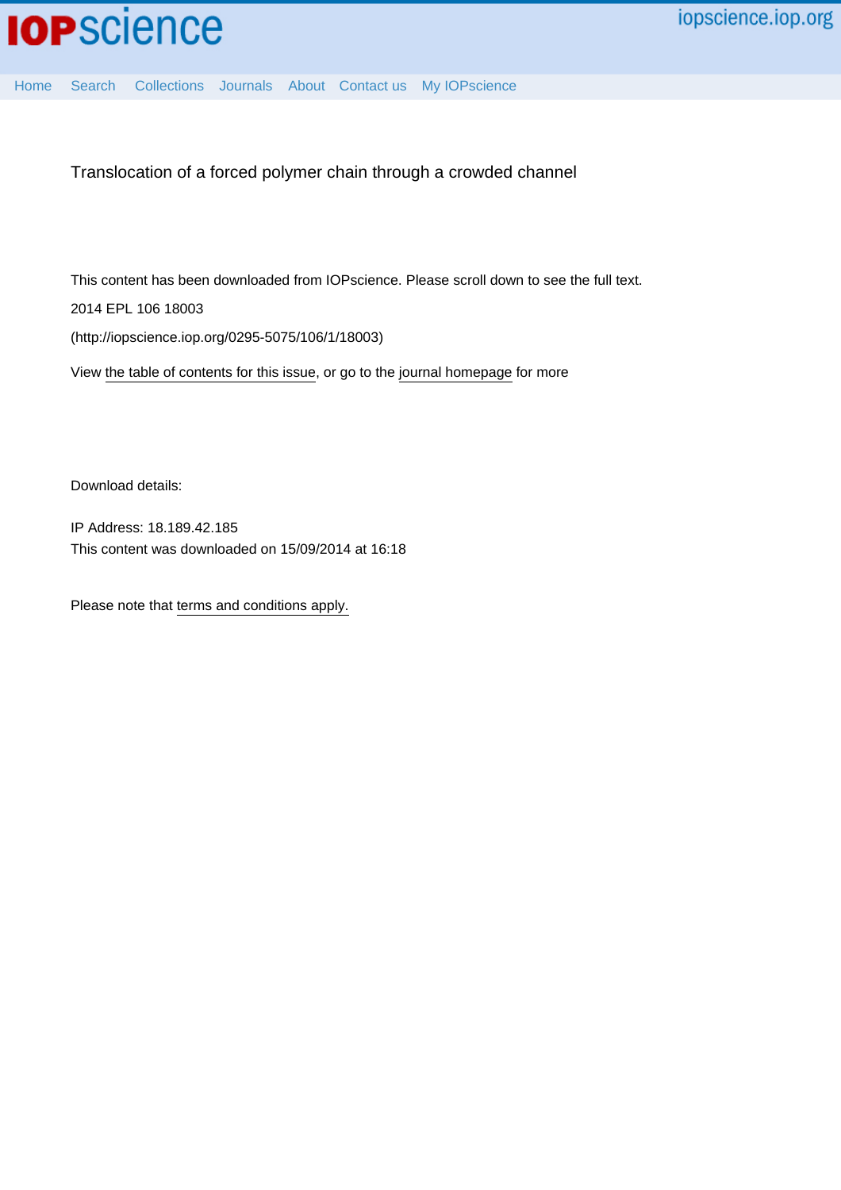Translocation of a forced polymer chain through a crowded channel

This content has been downloaded from IOPscience. Please scroll down to see the full text.

2014 EPL 106 18003

(http://iopscience.iop.org/0295-5075/106/1/18003)

View the table of contents for this issue, or go to the journal homepage for more

Download details:

IP Address: 18.189.42.185

This content was downloaded on 15/09/2014 at 16:18

Please note that terms and conditions apply.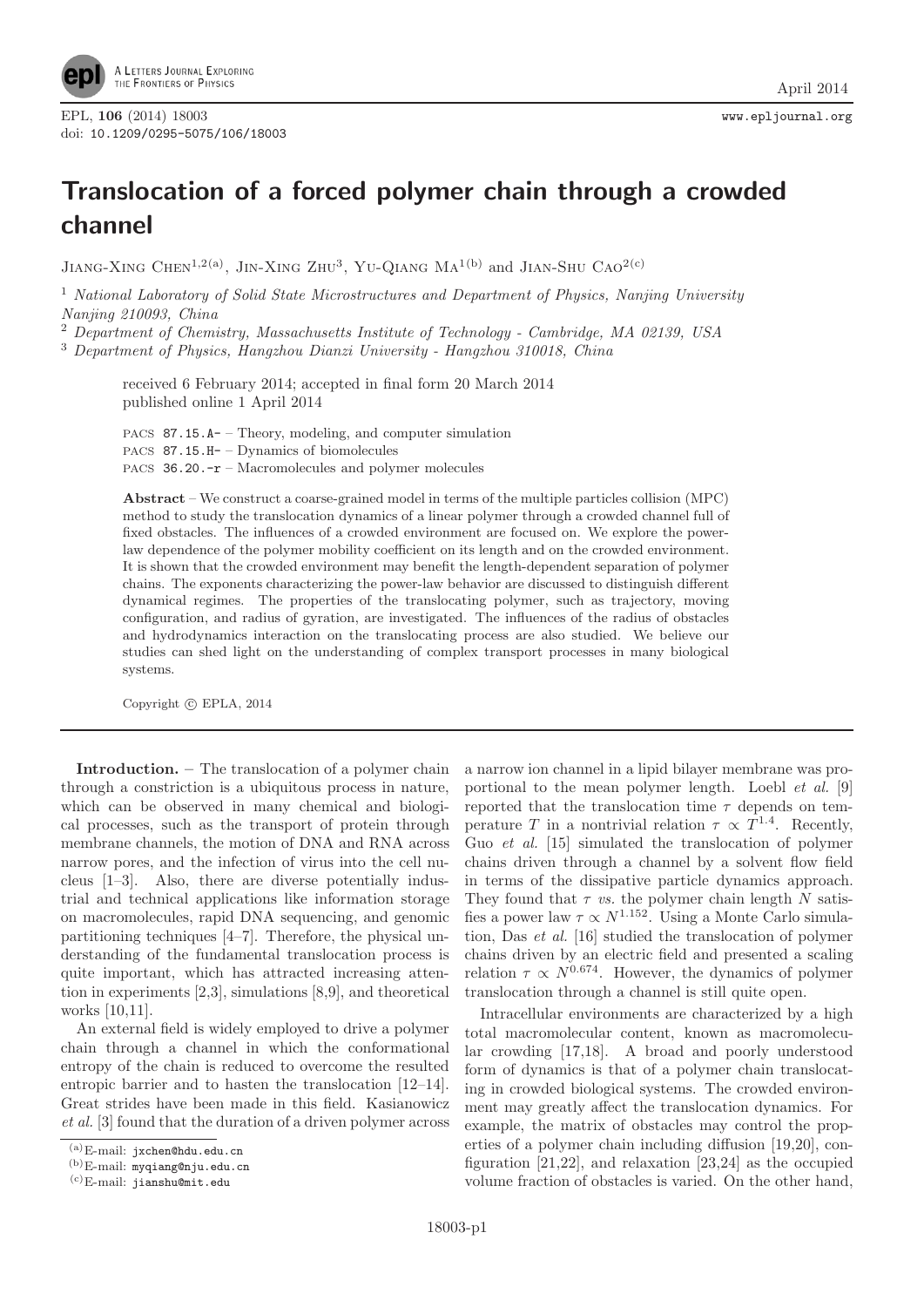# Translocation of a forced polymer chain through a crowded channel

Jiang-Xing Chen[1,2(a)], Jin-Xing Zhu[3], Yu-Qiang Ma[1(b)] and Jian-Shu Cao[2(c)]

[1] *National Laboratory of Solid State Microstructures and Department of Physics, Nanjing University Nanjing 210093, China*

[2] *Department of Chemistry, Massachusetts Institute of Technology - Cambridge, MA 02139, USA*

[3] *Department of Physics, Hangzhou Dianzi University - Hangzhou 310018, China*

received 6 February 2014; accepted in final form 20 March 2014
published online 1 April 2014

PACS 87.15.A- – Theory, modeling, and computer simulation
PACS 87.15.H- – Dynamics of biomolecules
PACS 36.20.-r – Macromolecules and polymer molecules

**Abstract** – We construct a coarse-grained model in terms of the multiple particles collision (MPC) method to study the translocation dynamics of a linear polymer through a crowded channel full of fixed obstacles. The influences of a crowded environment are focused on. We explore the power-law dependence of the polymer mobility coefficient on its length and on the crowded environment. It is shown that the crowded environment may benefit the length-dependent separation of polymer chains. The exponents characterizing the power-law behavior are discussed to distinguish different dynamical regimes. The properties of the translocating polymer, such as trajectory, moving configuration, and radius of gyration, are investigated. The influences of the radius of obstacles and hydrodynamics interaction on the translocating process are also studied. We believe our studies can shed light on the understanding of complex transport processes in many biological systems.

Copyright © EPLA, 2014

**Introduction.** – The translocation of a polymer chain through a constriction is a ubiquitous process in nature, which can be observed in many chemical and biological processes, such as the transport of protein through membrane channels, the motion of DNA and RNA across narrow pores, and the infection of virus into the cell nucleus [1–3]. Also, there are diverse potentially industrial and technical applications like information storage on macromolecules, rapid DNA sequencing, and genomic partitioning techniques [4–7]. Therefore, the physical understanding of the fundamental translocation process is quite important, which has attracted increasing attention in experiments [2,3], simulations [8,9], and theoretical works [10,11].

An external field is widely employed to drive a polymer chain through a channel in which the conformational entropy of the chain is reduced to overcome the resulted entropic barrier and to hasten the translocation [12–14]. Great strides have been made in this field. Kasianowicz *et al.* [3] found that the duration of a driven polymer across a narrow ion channel in a lipid bilayer membrane was proportional to the mean polymer length. Loebl *et al.* [9] reported that the translocation time $\tau$ depends on temperature $T$ in a nontrivial relation $\tau \propto T^{1.4}$. Recently, Guo *et al.* [15] simulated the translocation of polymer chains driven through a channel by a solvent flow field in terms of the dissipative particle dynamics approach. They found that $\tau$ *vs.* the polymer chain length $N$ satisfies a power law $\tau \propto N^{1.152}$. Using a Monte Carlo simulation, Das *et al.* [16] studied the translocation of polymer chains driven by an electric field and presented a scaling relation $\tau \propto N^{0.674}$. However, the dynamics of polymer translocation through a channel is still quite open.

Intracellular environments are characterized by a high total macromolecular content, known as macromolecular crowding [17,18]. A broad and poorly understood form of dynamics is that of a polymer chain translocating in crowded biological systems. The crowded environment may greatly affect the translocation dynamics. For example, the matrix of obstacles may control the properties of a polymer chain including diffusion [19,20], configuration [21,22], and relaxation [23,24] as the occupied volume fraction of obstacles is varied. On the other hand,

(a) E-mail: jxchen@hdu.edu.cn
(b) E-mail: myqiang@nju.edu.cn
(c) E-mail: jianshu@mit.edu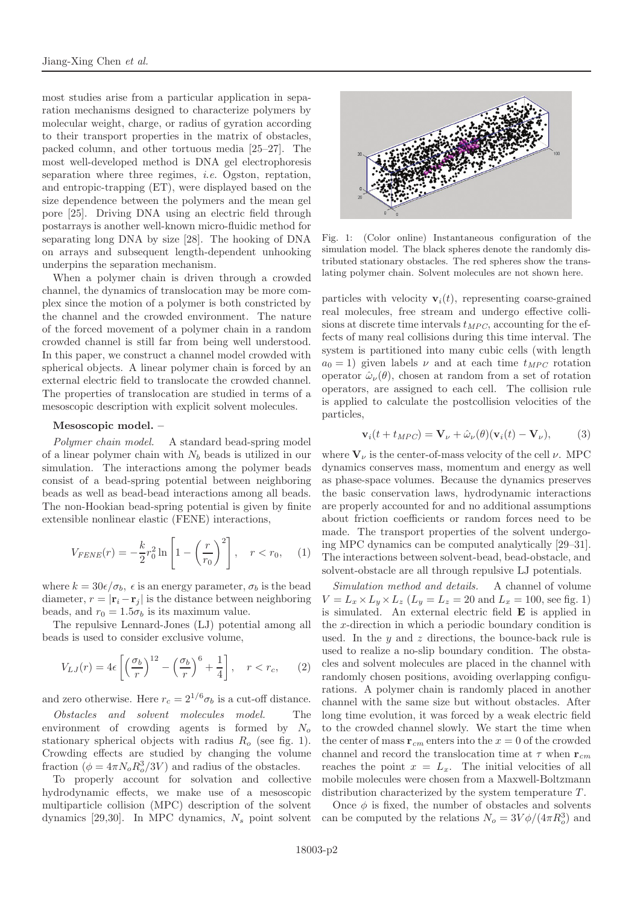most studies arise from a particular application in separation mechanisms designed to characterize polymers by molecular weight, charge, or radius of gyration according to their transport properties in the matrix of obstacles, packed column, and other tortuous media [25–27]. The most well-developed method is DNA gel electrophoresis separation where three regimes, *i.e.* Ogston, reptation, and entropic-trapping (ET), were displayed based on the size dependence between the polymers and the mean gel pore [25]. Driving DNA using an electric field through postarrays is another well-known micro-fluidic method for separating long DNA by size [28]. The hooking of DNA on arrays and subsequent length-dependent unhooking underpins the separation mechanism.

When a polymer chain is driven through a crowded channel, the dynamics of translocation may be more complex since the motion of a polymer is both constricted by the channel and the crowded environment. The nature of the forced movement of a polymer chain in a random crowded channel is still far from being well understood. In this paper, we construct a channel model crowded with spherical objects. A linear polymer chain is forced by an external electric field to translocate the crowded channel. The properties of translocation are studied in terms of a mesoscopic description with explicit solvent molecules.

**Mesoscopic model.** –

*Polymer chain model.* A standard bead-spring model of a linear polymer chain with $N_b$ beads is utilized in our simulation. The interactions among the polymer beads consist of a bead-spring potential between neighboring beads as well as bead-bead interactions among all beads. The non-Hookian bead-spring potential is given by finite extensible nonlinear elastic (FENE) interactions,

$$V_{FENE}(r) = -\frac{k}{2} r_0^2 \ln\left[1 - \left(\frac{r}{r_0}\right)^2\right], \quad r < r_0, \qquad (1)$$

where $k = 30\epsilon/\sigma_b$, $\epsilon$ is an energy parameter, $\sigma_b$ is the bead diameter, $r = |\mathbf{r}_i - \mathbf{r}_j|$ is the distance between neighboring beads, and $r_0 = 1.5\sigma_b$ is its maximum value.

The repulsive Lennard-Jones (LJ) potential among all beads is used to consider exclusive volume,

$$V_{LJ}(r) = 4\epsilon\left[\left(\frac{\sigma_b}{r}\right)^{12} - \left(\frac{\sigma_b}{r}\right)^{6} + \frac{1}{4}\right], \quad r < r_c, \qquad (2)$$

and zero otherwise. Here $r_c = 2^{1/6}\sigma_b$ is a cut-off distance.

*Obstacles and solvent molecules model.* The environment of crowding agents is formed by $N_o$ stationary spherical objects with radius $R_o$ (see fig. 1). Crowding effects are studied by changing the volume fraction ($\phi = 4\pi N_o R_o^3/3V$) and radius of the obstacles.

To properly account for solvation and collective hydrodynamic effects, we make use of a mesoscopic multiparticle collision (MPC) description of the solvent dynamics [29,30]. In MPC dynamics, $N_s$ point solvent particles with velocity $\mathbf{v}_i(t)$, representing coarse-grained real molecules, free stream and undergo effective collisions at discrete time intervals $t_{MPC}$, accounting for the effects of many real collisions during this time interval. The system is partitioned into many cubic cells (with length $a_0 = 1$) given labels $\nu$ and at each time $t_{MPC}$ rotation operator $\hat{\omega}_\nu(\theta)$, chosen at random from a set of rotation operators, are assigned to each cell. The collision rule is applied to calculate the postcollision velocities of the particles,

$$\mathbf{v}_i(t + t_{MPC}) = \mathbf{V}_\nu + \hat{\omega}_\nu(\theta)(\mathbf{v}_i(t) - \mathbf{V}_\nu), \qquad (3)$$

where $\mathbf{V}_\nu$ is the center-of-mass velocity of the cell $\nu$. MPC dynamics conserves mass, momentum and energy as well as phase-space volumes. Because the dynamics preserves the basic conservation laws, hydrodynamic interactions are properly accounted for and no additional assumptions about friction coefficients or random forces need to be made. The transport properties of the solvent undergoing MPC dynamics can be computed analytically [29–31]. The interactions between solvent-bead, bead-obstacle, and solvent-obstacle are all through repulsive LJ potentials.

Fig. 1: (Color online) Instantaneous configuration of the simulation model. The black spheres denote the randomly distributed stationary obstacles. The red spheres show the translating polymer chain. Solvent molecules are not shown here.

*Simulation method and details.* A channel of volume $V = L_x \times L_y \times L_z$ ($L_y = L_z = 20$ and $L_x = 100$, see fig. 1) is simulated. An external electric field $\mathbf{E}$ is applied in the $x$-direction in which a periodic boundary condition is used. In the $y$ and $z$ directions, the bounce-back rule is used to realize a no-slip boundary condition. The obstacles and solvent molecules are placed in the channel with randomly chosen positions, avoiding overlapping configurations. A polymer chain is randomly placed in another channel with the same size but without obstacles. After long time evolution, it was forced by a weak electric field to the crowded channel slowly. We start the time when the center of mass $\mathbf{r}_{cm}$ enters into the $x = 0$ of the crowded channel and record the translocation time at $\tau$ when $\mathbf{r}_{cm}$ reaches the point $x = L_x$. The initial velocities of all mobile molecules were chosen from a Maxwell-Boltzmann distribution characterized by the system temperature $T$.

Once $\phi$ is fixed, the number of obstacles and solvents can be computed by the relations $N_o = 3V\phi/(4\pi R_o^3)$ and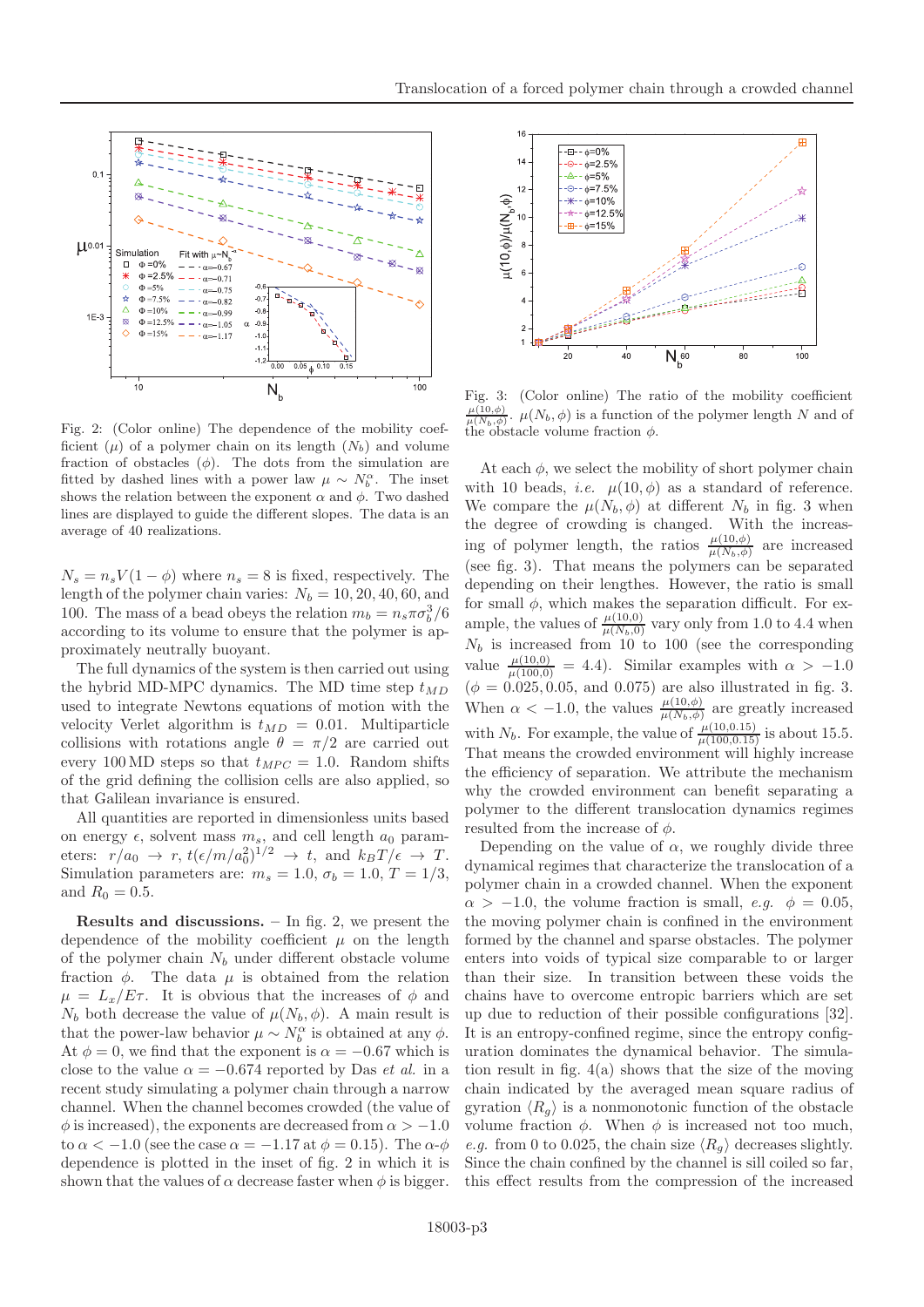Fig. 2: (Color online) The dependence of the mobility coefficient ($\mu$) of a polymer chain on its length ($N_b$) and volume fraction of obstacles ($\phi$). The dots from the simulation are fitted by dashed lines with a power law $\mu \sim N_b^{\alpha}$. The inset shows the relation between the exponent $\alpha$ and $\phi$. Two dashed lines are displayed to guide the different slopes. The data is an average of 40 realizations.

Fig. 3: (Color online) The ratio of the mobility coefficient $\frac{\mu(10,\phi)}{\mu(N_b,\phi)}$. $\mu(N_b, \phi)$ is a function of the polymer length $N$ and of the obstacle volume fraction $\phi$.

$N_s = n_s V(1-\phi)$ where $n_s = 8$ is fixed, respectively. The length of the polymer chain varies: $N_b = 10, 20, 40, 60$, and 100. The mass of a bead obeys the relation $m_b = n_s \pi \sigma_b^3/6$ according to its volume to ensure that the polymer is approximately neutrally buoyant.

The full dynamics of the system is then carried out using the hybrid MD-MPC dynamics. The MD time step $t_{MD}$ used to integrate Newtons equations of motion with the velocity Verlet algorithm is $t_{MD} = 0.01$. Multiparticle collisions with rotations angle $\theta = \pi/2$ are carried out every 100 MD steps so that $t_{MPC} = 1.0$. Random shifts of the grid defining the collision cells are also applied, so that Galilean invariance is ensured.

All quantities are reported in dimensionless units based on energy $\epsilon$, solvent mass $m_s$, and cell length $a_0$ parameters: $r/a_0 \to r$, $t(\epsilon/m/a_0^2)^{1/2} \to t$, and $k_B T/\epsilon \to T$. Simulation parameters are: $m_s = 1.0$, $\sigma_b = 1.0$, $T = 1/3$, and $R_0 = 0.5$.

**Results and discussions.** – In fig. 2, we present the dependence of the mobility coefficient $\mu$ on the length of the polymer chain $N_b$ under different obstacle volume fraction $\phi$. The data $\mu$ is obtained from the relation $\mu = L_x/E\tau$. It is obvious that the increases of $\phi$ and $N_b$ both decrease the value of $\mu(N_b, \phi)$. A main result is that the power-law behavior $\mu \sim N_b^{\alpha}$ is obtained at any $\phi$. At $\phi = 0$, we find that the exponent is $\alpha = -0.67$ which is close to the value $\alpha = -0.674$ reported by Das *et al.* in a recent study simulating a polymer chain through a narrow channel. When the channel becomes crowded (the value of $\phi$ is increased), the exponents are decreased from $\alpha > -1.0$ to $\alpha < -1.0$ (see the case $\alpha = -1.17$ at $\phi = 0.15$). The $\alpha$-$\phi$ dependence is plotted in the inset of fig. 2 in which it is shown that the values of $\alpha$ decrease faster when $\phi$ is bigger.

At each $\phi$, we select the mobility of short polymer chain with 10 beads, *i.e.* $\mu(10, \phi)$ as a standard of reference. We compare the $\mu(N_b, \phi)$ at different $N_b$ in fig. 3 when the degree of crowding is changed. With the increasing of polymer length, the ratios $\frac{\mu(10,\phi)}{\mu(N_b,\phi)}$ are increased (see fig. 3). That means the polymers can be separated depending on their lengthes. However, the ratio is small for small $\phi$, which makes the separation difficult. For example, the values of $\frac{\mu(10,0)}{\mu(N_b,0)}$ vary only from 1.0 to 4.4 when $N_b$ is increased from 10 to 100 (see the corresponding value $\frac{\mu(10,0)}{\mu(100,0)} = 4.4$). Similar examples with $\alpha > -1.0$ ($\phi = 0.025, 0.05$, and 0.075) are also illustrated in fig. 3. When $\alpha < -1.0$, the values $\frac{\mu(10,\phi)}{\mu(N_b,\phi)}$ are greatly increased with $N_b$. For example, the value of $\frac{\mu(10,0.15)}{\mu(100,0.15)}$ is about 15.5. That means the crowded environment will highly increase the efficiency of separation. We attribute the mechanism why the crowded environment can benefit separating a polymer to the different translocation dynamics regimes resulted from the increase of $\phi$.

Depending on the value of $\alpha$, we roughly divide three dynamical regimes that characterize the translocation of a polymer chain in a crowded channel. When the exponent $\alpha > -1.0$, the volume fraction is small, *e.g.* $\phi = 0.05$, the moving polymer chain is confined in the environment formed by the channel and sparse obstacles. The polymer enters into voids of typical size comparable to or larger than their size. In transition between these voids the chains have to overcome entropic barriers which are set up due to reduction of their possible configurations [32]. It is an entropy-confined regime, since the entropy configuration dominates the dynamical behavior. The simulation result in fig. 4(a) shows that the size of the moving chain indicated by the averaged mean square radius of gyration $\langle R_g \rangle$ is a nonmonotonic function of the obstacle volume fraction $\phi$. When $\phi$ is increased not too much, *e.g.* from 0 to 0.025, the chain size $\langle R_g \rangle$ decreases slightly. Since the chain confined by the channel is sill coiled so far, this effect results from the compression of the increased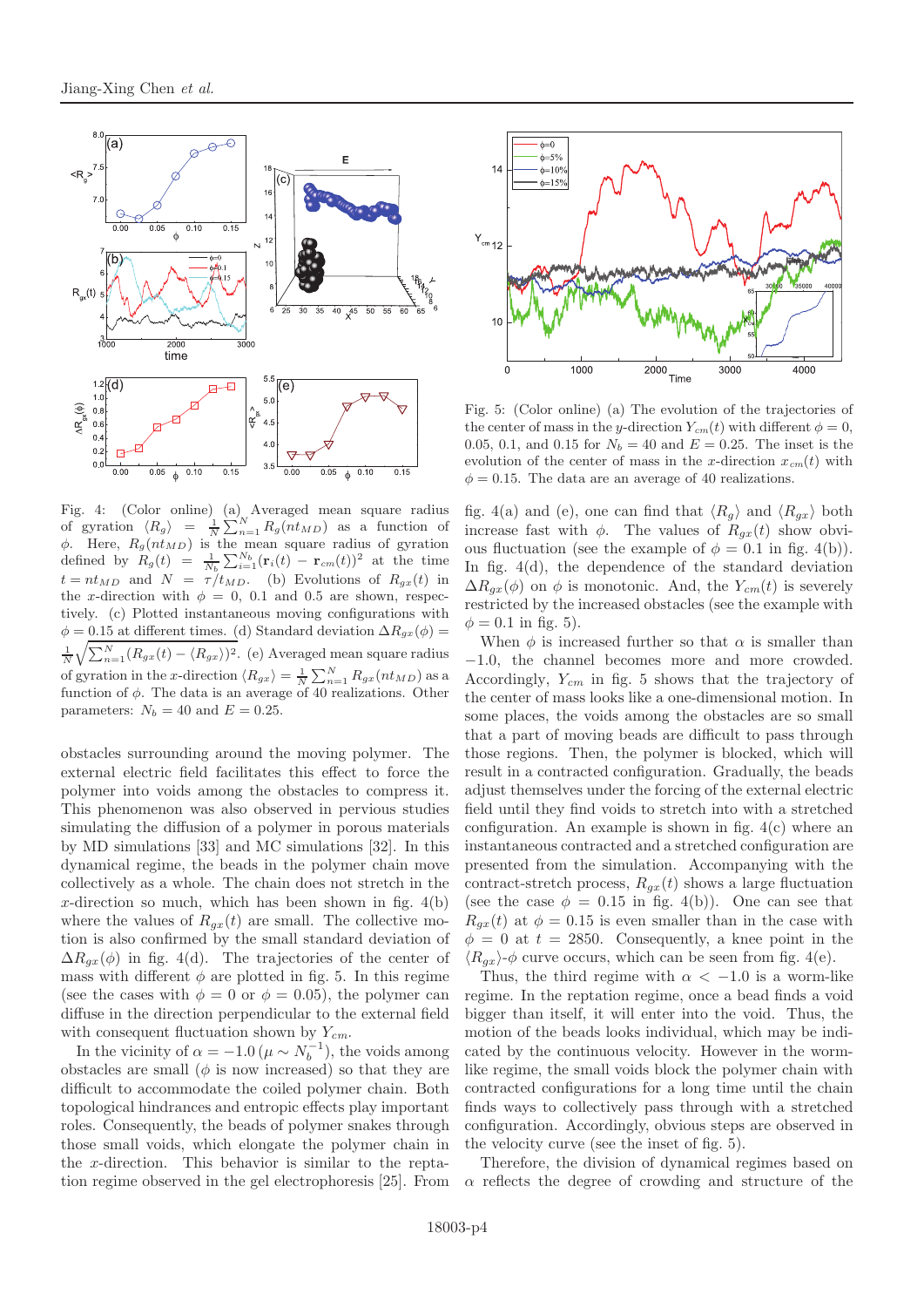Fig. 4: (Color online) (a) Averaged mean square radius of gyration $\langle R_g \rangle = \frac{1}{N}\sum_{n=1}^{N} R_g(nt_{MD})$ as a function of $\phi$. Here, $R_g(nt_{MD})$ is the mean square radius of gyration defined by $R_g(t) = \frac{1}{N_b}\sum_{i=1}^{N_b}(\mathbf{r}_i(t) - \mathbf{r}_{cm}(t))^2$ at the time $t = nt_{MD}$ and $N = \tau/t_{MD}$. (b) Evolutions of $R_{gx}(t)$ in the $x$-direction with $\phi = 0$, 0.1 and 0.5 are shown, respectively. (c) Plotted instantaneous moving configurations with $\phi = 0.15$ at different times. (d) Standard deviation $\Delta R_{gx}(\phi) = \frac{1}{N}\sqrt{\sum_{n=1}^{N}(R_{gx}(t) - \langle R_{gx}\rangle)^2}$. (e) Averaged mean square radius of gyration in the $x$-direction $\langle R_{gx}\rangle = \frac{1}{N}\sum_{n=1}^{N} R_{gx}(nt_{MD})$ as a function of $\phi$. The data is an average of 40 realizations. Other parameters: $N_b = 40$ and $E = 0.25$.

obstacles surrounding around the moving polymer. The external electric field facilitates this effect to force the polymer into voids among the obstacles to compress it. This phenomenon was also observed in pervious studies simulating the diffusion of a polymer in porous materials by MD simulations [33] and MC simulations [32]. In this dynamical regime, the beads in the polymer chain move collectively as a whole. The chain does not stretch in the $x$-direction so much, which has been shown in fig. 4(b) where the values of $R_{gx}(t)$ are small. The collective motion is also confirmed by the small standard deviation of $\Delta R_{gx}(\phi)$ in fig. 4(d). The trajectories of the center of mass with different $\phi$ are plotted in fig. 5. In this regime (see the cases with $\phi = 0$ or $\phi = 0.05$), the polymer can diffuse in the direction perpendicular to the external field with consequent fluctuation shown by $Y_{cm}$.

In the vicinity of $\alpha = -1.0\,(\mu \sim N_b^{-1})$, the voids among obstacles are small ($\phi$ is now increased) so that they are difficult to accommodate the coiled polymer chain. Both topological hindrances and entropic effects play important roles. Consequently, the beads of polymer snakes through those small voids, which elongate the polymer chain in the $x$-direction. This behavior is similar to the reptation regime observed in the gel electrophoresis [25]. From

Fig. 5: (Color online) (a) The evolution of the trajectories of the center of mass in the $y$-direction $Y_{cm}(t)$ with different $\phi = 0$, 0.05, 0.1, and 0.15 for $N_b = 40$ and $E = 0.25$. The inset is the evolution of the center of mass in the $x$-direction $x_{cm}(t)$ with $\phi = 0.15$. The data are an average of 40 realizations.

fig. 4(a) and (e), one can find that $\langle R_g\rangle$ and $\langle R_{gx}\rangle$ both increase fast with $\phi$. The values of $R_{gx}(t)$ show obvious fluctuation (see the example of $\phi = 0.1$ in fig. 4(b)). In fig. 4(d), the dependence of the standard deviation $\Delta R_{gx}(\phi)$ on $\phi$ is monotonic. And, the $Y_{cm}(t)$ is severely restricted by the increased obstacles (see the example with $\phi = 0.1$ in fig. 5).

When $\phi$ is increased further so that $\alpha$ is smaller than $-1.0$, the channel becomes more and more crowded. Accordingly, $Y_{cm}$ in fig. 5 shows that the trajectory of the center of mass looks like a one-dimensional motion. In some places, the voids among the obstacles are so small that a part of moving beads are difficult to pass through those regions. Then, the polymer is blocked, which will result in a contracted configuration. Gradually, the beads adjust themselves under the forcing of the external electric field until they find voids to stretch into with a stretched configuration. An example is shown in fig. 4(c) where an instantaneous contracted and a stretched configuration are presented from the simulation. Accompanying with the contract-stretch process, $R_{gx}(t)$ shows a large fluctuation (see the case $\phi = 0.15$ in fig. 4(b)). One can see that $R_{gx}(t)$ at $\phi = 0.15$ is even smaller than in the case with $\phi = 0$ at $t = 2850$. Consequently, a knee point in the $\langle R_{gx}\rangle$-$\phi$ curve occurs, which can be seen from fig. 4(e).

Thus, the third regime with $\alpha < -1.0$ is a worm-like regime. In the reptation regime, once a bead finds a void bigger than itself, it will enter into the void. Thus, the motion of the beads looks individual, which may be indicated by the continuous velocity. However in the worm-like regime, the small voids block the polymer chain with contracted configurations for a long time until the chain finds ways to collectively pass through with a stretched configuration. Accordingly, obvious steps are observed in the velocity curve (see the inset of fig. 5).

Therefore, the division of dynamical regimes based on $\alpha$ reflects the degree of crowding and structure of the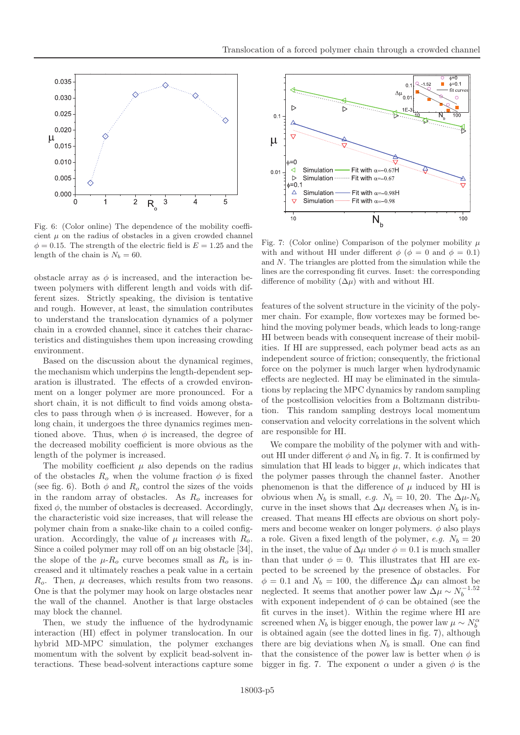Fig. 6: (Color online) The dependence of the mobility coefficient $\mu$ on the radius of obstacles in a given crowded channel $\phi = 0.15$. The strength of the electric field is $E = 1.25$ and the length of the chain is $N_b = 60$.

obstacle array as $\phi$ is increased, and the interaction between polymers with different length and voids with different sizes. Strictly speaking, the division is tentative and rough. However, at least, the simulation contributes to understand the translocation dynamics of a polymer chain in a crowded channel, since it catches their characteristics and distinguishes them upon increasing crowding environment.

Based on the discussion about the dynamical regimes, the mechanism which underpins the length-dependent separation is illustrated. The effects of a crowded environment on a longer polymer are more pronounced. For a short chain, it is not difficult to find voids among obstacles to pass through when $\phi$ is increased. However, for a long chain, it undergoes the three dynamics regimes mentioned above. Thus, when $\phi$ is increased, the degree of the decreased mobility coefficient is more obvious as the length of the polymer is increased.

The mobility coefficient $\mu$ also depends on the radius of the obstacles $R_o$ when the volume fraction $\phi$ is fixed (see fig. 6). Both $\phi$ and $R_o$ control the sizes of the voids in the random array of obstacles. As $R_o$ increases for fixed $\phi$, the number of obstacles is decreased. Accordingly, the characteristic void size increases, that will release the polymer chain from a snake-like chain to a coiled configuration. Accordingly, the value of $\mu$ increases with $R_o$. Since a coiled polymer may roll off on an big obstacle [34], the slope of the $\mu$-$R_o$ curve becomes small as $R_o$ is increased and it ultimately reaches a peak value in a certain $R_o$. Then, $\mu$ decreases, which results from two reasons. One is that the polymer may hook on large obstacles near the wall of the channel. Another is that large obstacles may block the channel.

Then, we study the influence of the hydrodynamic interaction (HI) effect in polymer translocation. In our hybrid MD-MPC simulation, the polymer exchanges momentum with the solvent by explicit bead-solvent interactions. These bead-solvent interactions capture some features of the solvent structure in the vicinity of the polymer chain. For example, flow vortexes may be formed behind the moving polymer beads, which leads to long-range HI between beads with consequent increase of their mobilities. If HI are suppressed, each polymer bead acts as an independent source of friction; consequently, the frictional force on the polymer is much larger when hydrodynamic effects are neglected. HI may be eliminated in the simulations by replacing the MPC dynamics by random sampling of the postcollision velocities from a Boltzmann distribution. This random sampling destroys local momentum conservation and velocity correlations in the solvent which are responsible for HI.

Fig. 7: (Color online) Comparison of the polymer mobility $\mu$ with and without HI under different $\phi$ ($\phi = 0$ and $\phi = 0.1$) and $N$. The triangles are plotted from the simulation while the lines are the corresponding fit curves. Inset: the corresponding difference of mobility ($\Delta\mu$) with and without HI.

We compare the mobility of the polymer with and without HI under different $\phi$ and $N_b$ in fig. 7. It is confirmed by simulation that HI leads to bigger $\mu$, which indicates that the polymer passes through the channel faster. Another phenomenon is that the difference of $\mu$ induced by HI is obvious when $N_b$ is small, *e.g.* $N_b = 10$, 20. The $\Delta\mu$-$N_b$ curve in the inset shows that $\Delta\mu$ decreases when $N_b$ is increased. That means HI effects are obvious on short polymers and become weaker on longer polymers. $\phi$ also plays a role. Given a fixed length of the polymer, *e.g.* $N_b = 20$ in the inset, the value of $\Delta\mu$ under $\phi = 0.1$ is much smaller than that under $\phi = 0$. This illustrates that HI are expected to be screened by the presence of obstacles. For $\phi = 0.1$ and $N_b = 100$, the difference $\Delta\mu$ can almost be neglected. It seems that another power law $\Delta\mu \sim N_b^{-1.52}$ with exponent independent of $\phi$ can be obtained (see the fit curves in the inset). Within the regime where HI are screened when $N_b$ is bigger enough, the power law $\mu \sim N_b^{\alpha}$ is obtained again (see the dotted lines in fig. 7), although there are big deviations when $N_b$ is small. One can find that the consistence of the power law is better when $\phi$ is bigger in fig. 7. The exponent $\alpha$ under a given $\phi$ is the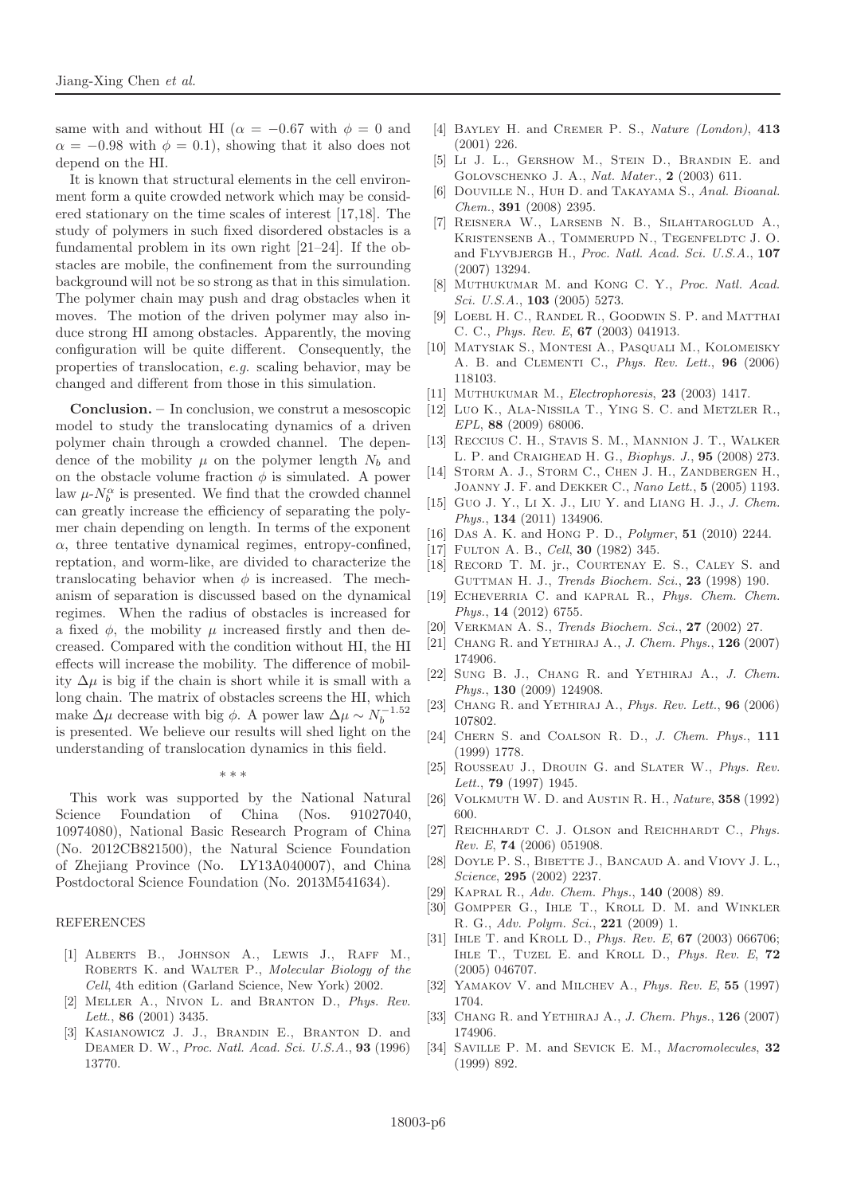same with and without HI ($\alpha = -0.67$ with $\phi = 0$ and $\alpha = -0.98$ with $\phi = 0.1$), showing that it also does not depend on the HI.

It is known that structural elements in the cell environment form a quite crowded network which may be considered stationary on the time scales of interest [17,18]. The study of polymers in such fixed disordered obstacles is a fundamental problem in its own right [21–24]. If the obstacles are mobile, the confinement from the surrounding background will not be so strong as that in this simulation. The polymer chain may push and drag obstacles when it moves. The motion of the driven polymer may also induce strong HI among obstacles. Apparently, the moving configuration will be quite different. Consequently, the properties of translocation, *e.g.* scaling behavior, may be changed and different from those in this simulation.

**Conclusion.** – In conclusion, we construt a mesoscopic model to study the translocating dynamics of a driven polymer chain through a crowded channel. The dependence of the mobility $\mu$ on the polymer length $N_b$ and on the obstacle volume fraction $\phi$ is simulated. A power law $\mu$-$N_b^\alpha$ is presented. We find that the crowded channel can greatly increase the efficiency of separating the polymer chain depending on length. In terms of the exponent $\alpha$, three tentative dynamical regimes, entropy-confined, reptation, and worm-like, are divided to characterize the translocating behavior when $\phi$ is increased. The mechanism of separation is discussed based on the dynamical regimes. When the radius of obstacles is increased for a fixed $\phi$, the mobility $\mu$ increased firstly and then decreased. Compared with the condition without HI, the HI effects will increase the mobility. The difference of mobility $\Delta\mu$ is big if the chain is short while it is small with a long chain. The matrix of obstacles screens the HI, which make $\Delta\mu$ decrease with big $\phi$. A power law $\Delta\mu \sim N_b^{-1.52}$ is presented. We believe our results will shed light on the understanding of translocation dynamics in this field.

\* \* \*

This work was supported by the National Natural Science Foundation of China (Nos. 91027040, 10974080), National Basic Research Program of China (No. 2012CB821500), the Natural Science Foundation of Zhejiang Province (No. LY13A040007), and China Postdoctoral Science Foundation (No. 2013M541634).

REFERENCES

[1] Alberts B., Johnson A., Lewis J., Raff M., Roberts K. and Walter P., *Molecular Biology of the Cell*, 4th edition (Garland Science, New York) 2002.

[2] Meller A., Nivon L. and Branton D., *Phys. Rev. Lett.*, **86** (2001) 3435.

[3] Kasianowicz J. J., Brandin E., Branton D. and Deamer D. W., *Proc. Natl. Acad. Sci. U.S.A.*, **93** (1996) 13770.

[4] Bayley H. and Cremer P. S., *Nature (London)*, **413** (2001) 226.

[5] Li J. L., Gershow M., Stein D., Brandin E. and Golovschenko J. A., *Nat. Mater.*, **2** (2003) 611.

[6] Douville N., Huh D. and Takayama S., *Anal. Bioanal. Chem.*, **391** (2008) 2395.

[7] Reisnera W., Larsenb N. B., Silahtaroglud A., Kristensenb A., Tommerupd N., Tegenfeldtc J. O. and Flyvbjergb H., *Proc. Natl. Acad. Sci. U.S.A.*, **107** (2007) 13294.

[8] Muthukumar M. and Kong C. Y., *Proc. Natl. Acad. Sci. U.S.A.*, **103** (2005) 5273.

[9] Loebl H. C., Randel R., Goodwin S. P. and Matthai C. C., *Phys. Rev. E*, **67** (2003) 041913.

[10] Matysiak S., Montesi A., Pasquali M., Kolomeisky A. B. and Clementi C., *Phys. Rev. Lett.*, **96** (2006) 118103.

[11] Muthukumar M., *Electrophoresis*, **23** (2003) 1417.

[12] Luo K., Ala-Nissila T., Ying S. C. and Metzler R., *EPL*, **88** (2009) 68006.

[13] Reccius C. H., Stavis S. M., Mannion J. T., Walker L. P. and Craighead H. G., *Biophys. J.*, **95** (2008) 273.

[14] Storm A. J., Storm C., Chen J. H., Zandbergen H., Joanny J. F. and Dekker C., *Nano Lett.*, **5** (2005) 1193.

[15] Guo J. Y., Li X. J., Liu Y. and Liang H. J., *J. Chem. Phys.*, **134** (2011) 134906.

[16] Das A. K. and Hong P. D., *Polymer*, **51** (2010) 2244.

[17] Fulton A. B., *Cell*, **30** (1982) 345.

[18] Record T. M. jr., Courtenay E. S., Caley S. and Guttman H. J., *Trends Biochem. Sci.*, **23** (1998) 190.

[19] Echeverria C. and kapral R., *Phys. Chem. Chem. Phys.*, **14** (2012) 6755.

[20] Verkman A. S., *Trends Biochem. Sci.*, **27** (2002) 27.

[21] Chang R. and Yethiraj A., *J. Chem. Phys.*, **126** (2007) 174906.

[22] Sung B. J., Chang R. and Yethiraj A., *J. Chem. Phys.*, **130** (2009) 124908.

[23] Chang R. and Yethiraj A., *Phys. Rev. Lett.*, **96** (2006) 107802.

[24] Chern S. and Coalson R. D., *J. Chem. Phys.*, **111** (1999) 1778.

[25] Rousseau J., Drouin G. and Slater W., *Phys. Rev. Lett.*, **79** (1997) 1945.

[26] Volkmuth W. D. and Austin R. H., *Nature*, **358** (1992) 600.

[27] Reichhardt C. J. Olson and Reichhardt C., *Phys. Rev. E*, **74** (2006) 051908.

[28] Doyle P. S., Bibette J., Bancaud A. and Viovy J. L., *Science*, **295** (2002) 2237.

[29] Kapral R., *Adv. Chem. Phys.*, **140** (2008) 89.

[30] Gompper G., Ihle T., Kroll D. M. and Winkler R. G., *Adv. Polym. Sci.*, **221** (2009) 1.

[31] Ihle T. and Kroll D., *Phys. Rev. E*, **67** (2003) 066706; Ihle T., Tuzel E. and Kroll D., *Phys. Rev. E*, **72** (2005) 046707.

[32] Yamakov V. and Milchev A., *Phys. Rev. E*, **55** (1997) 1704.

[33] Chang R. and Yethiraj A., *J. Chem. Phys.*, **126** (2007) 174906.

[34] Saville P. M. and Sevick E. M., *Macromolecules*, **32** (1999) 892.